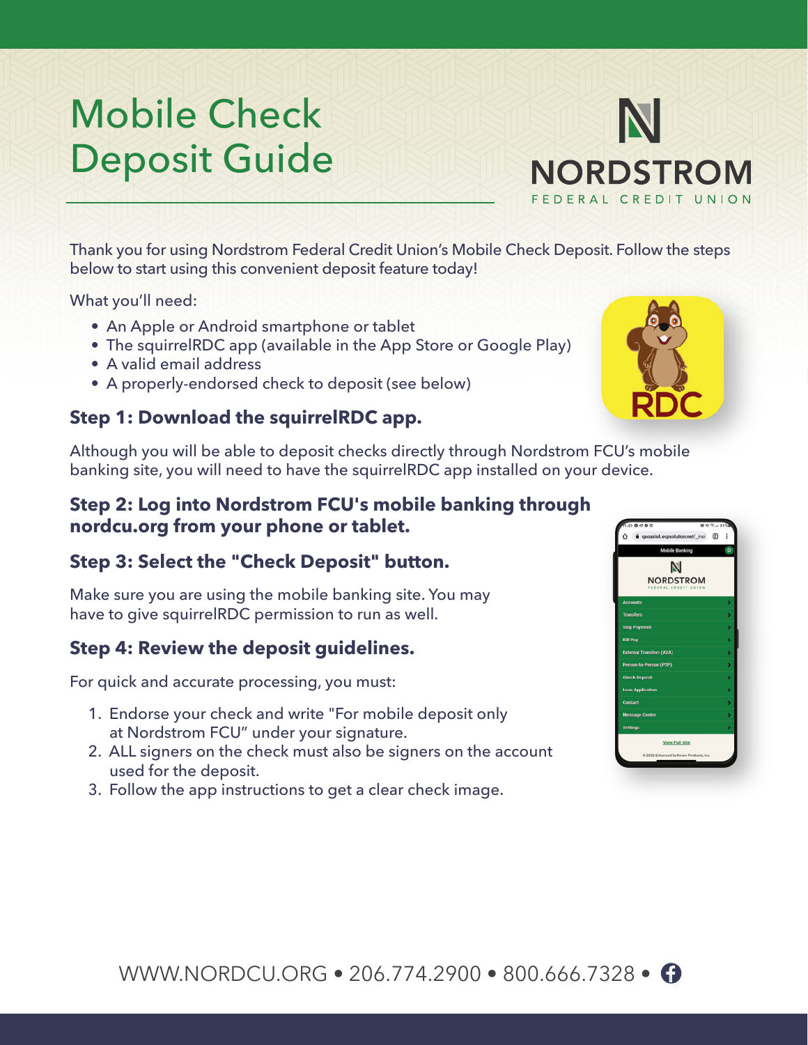# Mobile Check Deposit Guide

NORDSTROM FEDERAL CREDIT UNION

Thank you for using Nordstrom Federal Credit Union's Mobile Check Deposit. Follow the steps below to start using this convenient deposit feature today!

What you'll need:

- An Apple or Android smartphone or tablet
- The squirrelRDC app (available in the App Store or Google Play)
- A valid email address
- A properly-endorsed check to deposit (see below)

### Step 1: Download the squirrelRDC app.

Although you will be able to deposit checks directly through Nordstrom FCU's mobile banking site, you will need to have the squirrelRDC app installed on your device.

### Step 2: Log into Nordstrom FCU's mobile banking through nordcu.org from your phone or tablet.

### Step 3: Select the "Check Deposit" button.

Make sure you are using the mobile banking site. You may have to give squirrelRDC permission to run as well.

### Step 4: Review the deposit guidelines.

For quick and accurate processing, you must:

1. Endorse your check and write "For mobile deposit only at Nordstrom FCU" under your signature.
2. ALL signers on the check must also be signers on the account used for the deposit.
3. Follow the app instructions to get a clear check image.

WWW.NORDCU.ORG • 206.774.2900 • 800.666.7328 •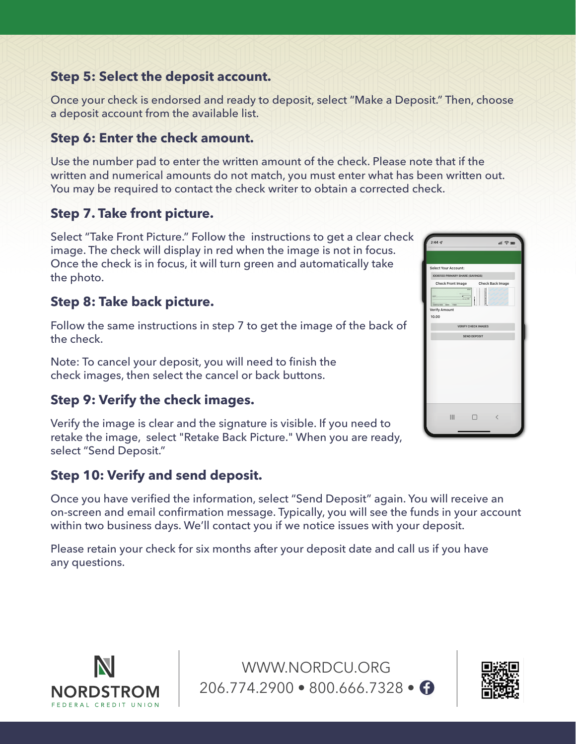### Step 5: Select the deposit account.

Once your check is endorsed and ready to deposit, select “Make a Deposit.” Then, choose a deposit account from the available list.

### Step 6: Enter the check amount.

Use the number pad to enter the written amount of the check. Please note that if the written and numerical amounts do not match, you must enter what has been written out. You may be required to contact the check writer to obtain a corrected check.

### Step 7. Take front picture.

Select “Take Front Picture.” Follow the instructions to get a clear check image. The check will display in red when the image is not in focus. Once the check is in focus, it will turn green and automatically take the photo.

### Step 8: Take back picture.

Follow the same instructions in step 7 to get the image of the back of the check.

Note: To cancel your deposit, you will need to finish the check images, then select the cancel or back buttons.

### Step 9: Verify the check images.

Verify the image is clear and the signature is visible. If you need to retake the image, select "Retake Back Picture." When you are ready, select “Send Deposit.”

### Step 10: Verify and send deposit.

Once you have verified the information, select “Send Deposit” again. You will receive an on-screen and email confirmation message. Typically, you will see the funds in your account within two business days. We’ll contact you if we notice issues with your deposit.

Please retain your check for six months after your deposit date and call us if you have any questions.

NORDSTROM FEDERAL CREDIT UNION

WWW.NORDCU.ORG
206.774.2900 • 800.666.7328